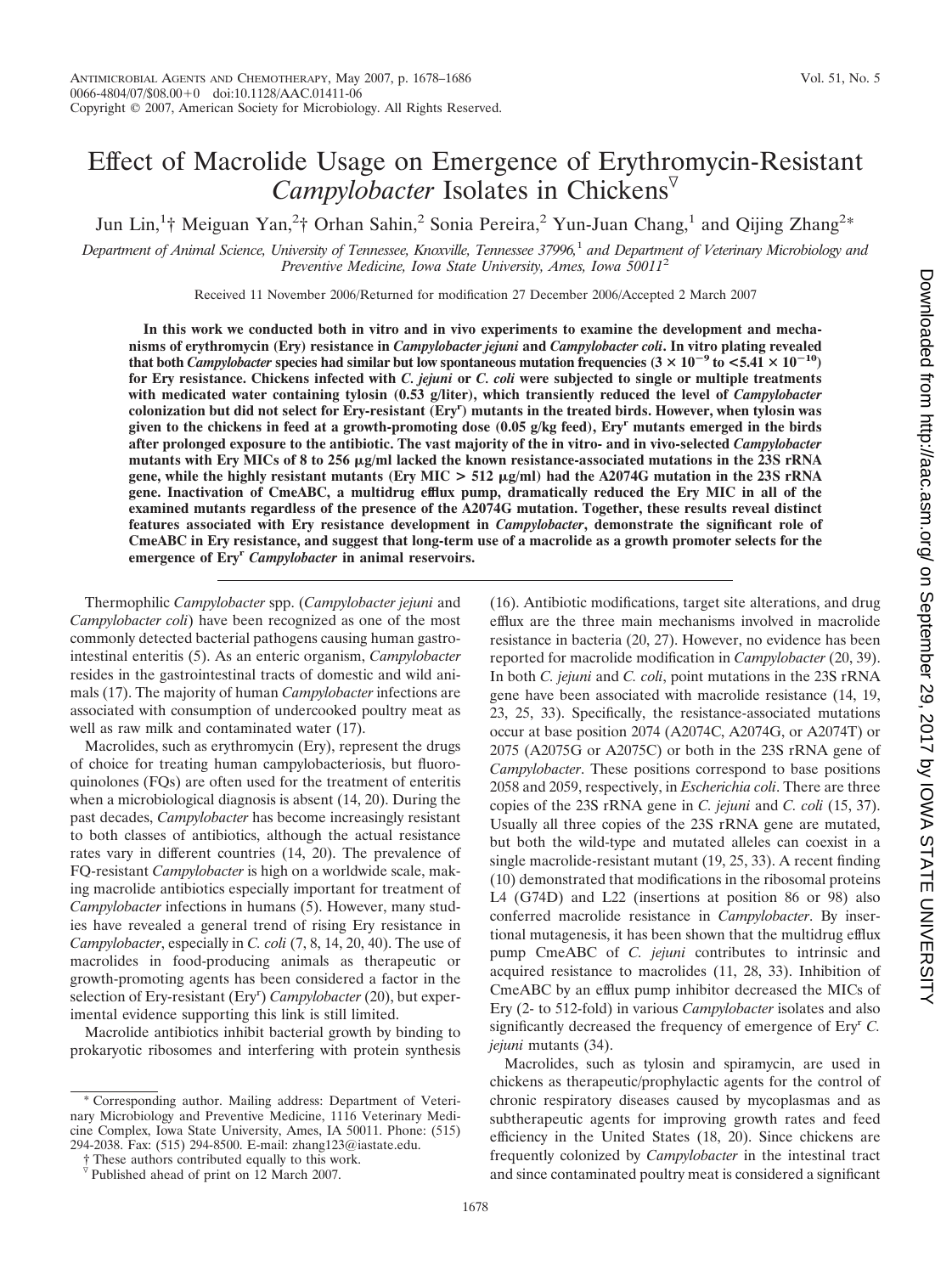# Effect of Macrolide Usage on Emergence of Erythromycin-Resistant *Campylobacter* Isolates in Chickens[▽]

Jun Lin,[1]† Meiguan Yan,[2]† Orhan Sahin,[2] Sonia Pereira,[2] Yun-Juan Chang,[1] and Qijing Zhang[2]*

*Department of Animal Science, University of Tennessee, Knoxville, Tennessee 37996,[1] and Department of Veterinary Microbiology and Preventive Medicine, Iowa State University, Ames, Iowa 50011[2]*

Received 11 November 2006/Returned for modification 27 December 2006/Accepted 2 March 2007

**In this work we conducted both in vitro and in vivo experiments to examine the development and mechanisms of erythromycin (Ery) resistance in *Campylobacter jejuni* and *Campylobacter coli*. In vitro plating revealed that both *Campylobacter* species had similar but low spontaneous mutation frequencies ($3 \times 10^{-9}$ to $<5.41 \times 10^{-10}$) for Ery resistance. Chickens infected with *C. jejuni* or *C. coli* were subjected to single or multiple treatments with medicated water containing tylosin (0.53 g/liter), which transiently reduced the level of *Campylobacter* colonization but did not select for Ery-resistant (Ery$^r$) mutants in the treated birds. However, when tylosin was given to the chickens in feed at a growth-promoting dose (0.05 g/kg feed), Ery$^r$ mutants emerged in the birds after prolonged exposure to the antibiotic. The vast majority of the in vitro- and in vivo-selected *Campylobacter* mutants with Ery MICs of 8 to 256 μg/ml lacked the known resistance-associated mutations in the 23S rRNA gene, while the highly resistant mutants (Ery MIC > 512 μg/ml) had the A2074G mutation in the 23S rRNA gene. Inactivation of CmeABC, a multidrug efflux pump, dramatically reduced the Ery MIC in all of the examined mutants regardless of the presence of the A2074G mutation. Together, these results reveal distinct features associated with Ery resistance development in *Campylobacter*, demonstrate the significant role of CmeABC in Ery resistance, and suggest that long-term use of a macrolide as a growth promoter selects for the emergence of Ery$^r$ *Campylobacter* in animal reservoirs.**

Thermophilic *Campylobacter* spp. (*Campylobacter jejuni* and *Campylobacter coli*) have been recognized as one of the most commonly detected bacterial pathogens causing human gastrointestinal enteritis (5). As an enteric organism, *Campylobacter* resides in the gastrointestinal tracts of domestic and wild animals (17). The majority of human *Campylobacter* infections are associated with consumption of undercooked poultry meat as well as raw milk and contaminated water (17).

Macrolides, such as erythromycin (Ery), represent the drugs of choice for treating human campylobacteriosis, but fluoroquinolones (FQs) are often used for the treatment of enteritis when a microbiological diagnosis is absent (14, 20). During the past decades, *Campylobacter* has become increasingly resistant to both classes of antibiotics, although the actual resistance rates vary in different countries (14, 20). The prevalence of FQ-resistant *Campylobacter* is high on a worldwide scale, making macrolide antibiotics especially important for treatment of *Campylobacter* infections in humans (5). However, many studies have revealed a general trend of rising Ery resistance in *Campylobacter*, especially in *C. coli* (7, 8, 14, 20, 40). The use of macrolides in food-producing animals as therapeutic or growth-promoting agents has been considered a factor in the selection of Ery-resistant (Ery$^r$) *Campylobacter* (20), but experimental evidence supporting this link is still limited.

Macrolide antibiotics inhibit bacterial growth by binding to prokaryotic ribosomes and interfering with protein synthesis (16). Antibiotic modifications, target site alterations, and drug efflux are the three main mechanisms involved in macrolide resistance in bacteria (20, 27). However, no evidence has been reported for macrolide modification in *Campylobacter* (20, 39). In both *C. jejuni* and *C. coli*, point mutations in the 23S rRNA gene have been associated with macrolide resistance (14, 19, 23, 25, 33). Specifically, the resistance-associated mutations occur at base position 2074 (A2074C, A2074G, or A2074T) or 2075 (A2075G or A2075C) or both in the 23S rRNA gene of *Campylobacter*. These positions correspond to base positions 2058 and 2059, respectively, in *Escherichia coli*. There are three copies of the 23S rRNA gene in *C. jejuni* and *C. coli* (15, 37). Usually all three copies of the 23S rRNA gene are mutated, but both the wild-type and mutated alleles can coexist in a single macrolide-resistant mutant (19, 25, 33). A recent finding (10) demonstrated that modifications in the ribosomal proteins L4 (G74D) and L22 (insertions at position 86 or 98) also conferred macrolide resistance in *Campylobacter*. By insertional mutagenesis, it has been shown that the multidrug efflux pump CmeABC of *C. jejuni* contributes to intrinsic and acquired resistance to macrolides (11, 28, 33). Inhibition of CmeABC by an efflux pump inhibitor decreased the MICs of Ery (2- to 512-fold) in various *Campylobacter* isolates and also significantly decreased the frequency of emergence of Ery$^r$ *C. jejuni* mutants (34).

Macrolides, such as tylosin and spiramycin, are used in chickens as therapeutic/prophylactic agents for the control of chronic respiratory diseases caused by mycoplasmas and as subtherapeutic agents for improving growth rates and feed efficiency in the United States (18, 20). Since chickens are frequently colonized by *Campylobacter* in the intestinal tract and since contaminated poultry meat is considered a significant

---

\* Corresponding author. Mailing address: Department of Veterinary Microbiology and Preventive Medicine, 1116 Veterinary Medicine Complex, Iowa State University, Ames, IA 50011. Phone: (515) 294-2038. Fax: (515) 294-8500. E-mail: zhang123@iastate.edu.

† These authors contributed equally to this work.

▽ Published ahead of print on 12 March 2007.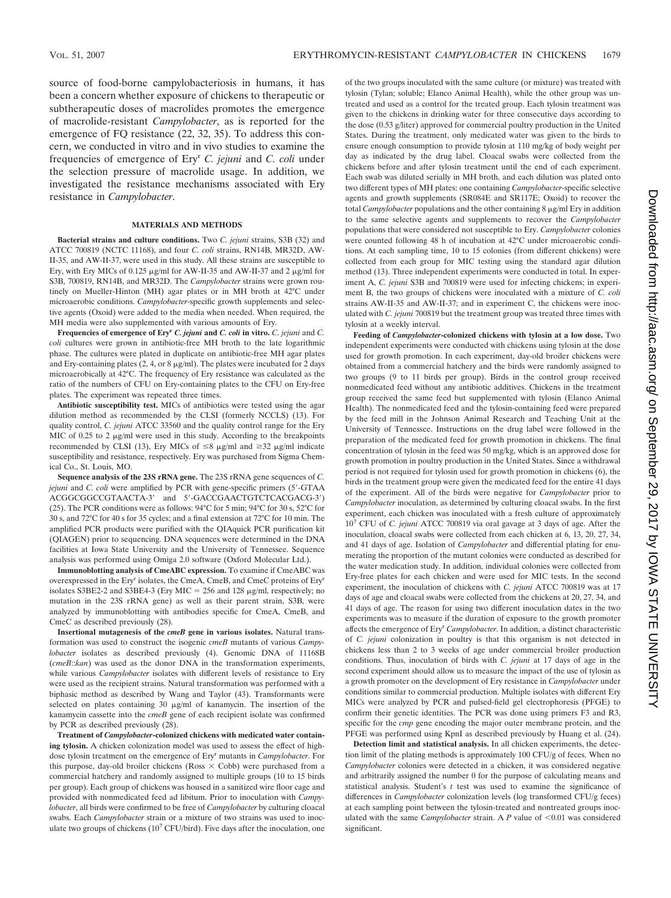source of food-borne campylobacteriosis in humans, it has been a concern whether exposure of chickens to therapeutic or subtherapeutic doses of macrolides promotes the emergence of macrolide-resistant *Campylobacter*, as is reported for the emergence of FQ resistance (22, 32, 35). To address this concern, we conducted in vitro and in vivo studies to examine the frequencies of emergence of Ery$^r$ *C. jejuni* and *C. coli* under the selection pressure of macrolide usage. In addition, we investigated the resistance mechanisms associated with Ery resistance in *Campylobacter*.

## MATERIALS AND METHODS

**Bacterial strains and culture conditions.** Two *C. jejuni* strains, S3B (32) and ATCC 700819 (NCTC 11168), and four *C. coli* strains, RN14B, MR32D, AW-II-35, and AW-II-37, were used in this study. All these strains are susceptible to Ery, with Ery MICs of 0.125 μg/ml for AW-II-35 and AW-II-37 and 2 μg/ml for S3B, 700819, RN14B, and MR32D. The *Campylobacter* strains were grown routinely on Mueller-Hinton (MH) agar plates or in MH broth at 42°C under microaerobic conditions. *Campylobacter*-specific growth supplements and selective agents (Oxoid) were added to the media when needed. When required, the MH media were also supplemented with various amounts of Ery.

**Frequencies of emergence of Ery$^r$ *C. jejuni* and *C. coli* in vitro.** *C. jejuni* and *C. coli* cultures were grown in antibiotic-free MH broth to the late logarithmic phase. The cultures were plated in duplicate on antibiotic-free MH agar plates and Ery-containing plates (2, 4, or 8 μg/ml). The plates were incubated for 2 days microaerobically at 42°C. The frequency of Ery resistance was calculated as the ratio of the numbers of CFU on Ery-containing plates to the CFU on Ery-free plates. The experiment was repeated three times.

**Antibiotic susceptibility test.** MICs of antibiotics were tested using the agar dilution method as recommended by the CLSI (formerly NCCLS) (13). For quality control, *C. jejuni* ATCC 33560 and the quality control range for the Ery MIC of 0.25 to 2 μg/ml were used in this study. According to the breakpoints recommended by CLSI (13), Ery MICs of ≤8 μg/ml and ≥32 μg/ml indicate susceptibility and resistance, respectively. Ery was purchased from Sigma Chemical Co., St. Louis, MO.

**Sequence analysis of the 23S rRNA gene.** The 23S rRNA gene sequences of *C. jejuni* and *C. coli* were amplified by PCR with gene-specific primers (5′-GTAAACGGCGGCCGTAACTA-3′ and 5′-GACCGAACTGTCTCACGACG-3′) (25). The PCR conditions were as follows: 94°C for 5 min; 94°C for 30 s, 52°C for 30 s, and 72°C for 40 s for 35 cycles; and a final extension at 72°C for 10 min. The amplified PCR products were purified with the QIAquick PCR purification kit (QIAGEN) prior to sequencing. DNA sequences were determined in the DNA facilities at Iowa State University and the University of Tennessee. Sequence analysis was performed using Omiga 2.0 software (Oxford Molecular Ltd.).

**Immunoblotting analysis of CmeABC expression.** To examine if CmeABC was overexpressed in the Ery$^r$ isolates, the CmeA, CmeB, and CmeC proteins of Ery$^r$ isolates S3BE2-2 and S3BE4-3 (Ery MIC = 256 and 128 μg/ml, respectively; no mutation in the 23S rRNA gene) as well as their parent strain, S3B, were analyzed by immunoblotting with antibodies specific for CmeA, CmeB, and CmeC as described previously (28).

**Insertional mutagenesis of the *cmeB* gene in various isolates.** Natural transformation was used to construct the isogenic *cmeB* mutants of various *Campylobacter* isolates as described previously (4). Genomic DNA of 11168B (*cmeB*::*kan*) was used as the donor DNA in the transformation experiments, while various *Campylobacter* isolates with different levels of resistance to Ery were used as the recipient strains. Natural transformation was performed with a biphasic method as described by Wang and Taylor (43). Transformants were selected on plates containing 30 μg/ml of kanamycin. The insertion of the kanamycin cassette into the *cmeB* gene of each recipient isolate was confirmed by PCR as described previously (28).

**Treatment of *Campylobacter*-colonized chickens with medicated water containing tylosin.** A chicken colonization model was used to assess the effect of high-dose tylosin treatment on the emergence of Ery$^r$ mutants in *Campylobacter*. For this purpose, day-old broiler chickens (Ross × Cobb) were purchased from a commercial hatchery and randomly assigned to multiple groups (10 to 15 birds per group). Each group of chickens was housed in a sanitized wire floor cage and provided with nonmedicated feed ad libitum. Prior to inoculation with *Campylobacter*, all birds were confirmed to be free of *Campylobacter* by culturing cloacal swabs. Each *Campylobacter* strain or a mixture of two strains was used to inoculate two groups of chickens ($10^7$ CFU/bird). Five days after the inoculation, one of the two groups inoculated with the same culture (or mixture) was treated with tylosin (Tylan; soluble; Elanco Animal Health), while the other group was untreated and used as a control for the treated group. Each tylosin treatment was given to the chickens in drinking water for three consecutive days according to the dose (0.53 g/liter) approved for commercial poultry production in the United States. During the treatment, only medicated water was given to the birds to ensure enough consumption to provide tylosin at 110 mg/kg of body weight per day as indicated by the drug label. Cloacal swabs were collected from the chickens before and after tylosin treatment until the end of each experiment. Each swab was diluted serially in MH broth, and each dilution was plated onto two different types of MH plates: one containing *Campylobacter*-specific selective agents and growth supplements (SR084E and SR117E; Oxoid) to recover the total *Campylobacter* populations and the other containing 8 μg/ml Ery in addition to the same selective agents and supplements to recover the *Campylobacter* populations that were considered not susceptible to Ery. *Campylobacter* colonies were counted following 48 h of incubation at 42°C under microaerobic conditions. At each sampling time, 10 to 15 colonies (from different chickens) were collected from each group for MIC testing using the standard agar dilution method (13). Three independent experiments were conducted in total. In experiment A, *C. jejuni* S3B and 700819 were used for infecting chickens; in experiment B, the two groups of chickens were inoculated with a mixture of *C. coli* strains AW-II-35 and AW-II-37; and in experiment C, the chickens were inoculated with *C. jejuni* 700819 but the treatment group was treated three times with tylosin at a weekly interval.

**Feeding of *Campylobacter*-colonized chickens with tylosin at a low dose.** Two independent experiments were conducted with chickens using tylosin at the dose used for growth promotion. In each experiment, day-old broiler chickens were obtained from a commercial hatchery and the birds were randomly assigned to two groups (9 to 11 birds per group). Birds in the control group received nonmedicated feed without any antibiotic additives. Chickens in the treatment group received the same feed but supplemented with tylosin (Elanco Animal Health). The nonmedicated feed and the tylosin-containing feed were prepared by the feed mill in the Johnson Animal Research and Teaching Unit at the University of Tennessee. Instructions on the drug label were followed in the preparation of the medicated feed for growth promotion in chickens. The final concentration of tylosin in the feed was 50 mg/kg, which is an approved dose for growth promotion in poultry production in the United States. Since a withdrawal period is not required for tylosin used for growth promotion in chickens (6), the birds in the treatment group were given the medicated feed for the entire 41 days of the experiment. All of the birds were negative for *Campylobacter* prior to *Campylobacter* inoculation, as determined by culturing cloacal swabs. In the first experiment, each chicken was inoculated with a fresh culture of approximately $10^7$ CFU of *C. jejuni* ATCC 700819 via oral gavage at 3 days of age. After the inoculation, cloacal swabs were collected from each chicken at 6, 13, 20, 27, 34, and 41 days of age. Isolation of *Campylobacter* and differential plating for enumerating the proportion of the mutant colonies were conducted as described for the water medication study. In addition, individual colonies were collected from Ery-free plates for each chicken and were used for MIC tests. In the second experiment, the inoculation of chickens with *C. jejuni* ATCC 700819 was at 17 days of age and cloacal swabs were collected from the chickens at 20, 27, 34, and 41 days of age. The reason for using two different inoculation dates in the two experiments was to measure if the duration of exposure to the growth promoter affects the emergence of Ery$^r$ *Campylobacter*. In addition, a distinct characteristic of *C. jejuni* colonization in poultry is that this organism is not detected in chickens less than 2 to 3 weeks of age under commercial broiler production conditions. Thus, inoculation of birds with *C. jejuni* at 17 days of age in the second experiment should allow us to measure the impact of the use of tylosin as a growth promoter on the development of Ery resistance in *Campylobacter* under conditions similar to commercial production. Multiple isolates with different Ery MICs were analyzed by PCR and pulsed-field gel electrophoresis (PFGE) to confirm their genetic identities. The PCR was done using primers F3 and R3, specific for the *cmp* gene encoding the major outer membrane protein, and the PFGE was performed using KpnI as described previously by Huang et al. (24).

**Detection limit and statistical analysis.** In all chicken experiments, the detection limit of the plating methods is approximately 100 CFU/g of feces. When no *Campylobacter* colonies were detected in a chicken, it was considered negative and arbitrarily assigned the number 0 for the purpose of calculating means and statistical analysis. Student's *t* test was used to examine the significance of differences in *Campylobacter* colonization levels (log transformed CFU/g feces) at each sampling point between the tylosin-treated and nontreated groups inoculated with the same *Campylobacter* strain. A $P$ value of $<0.01$ was considered significant.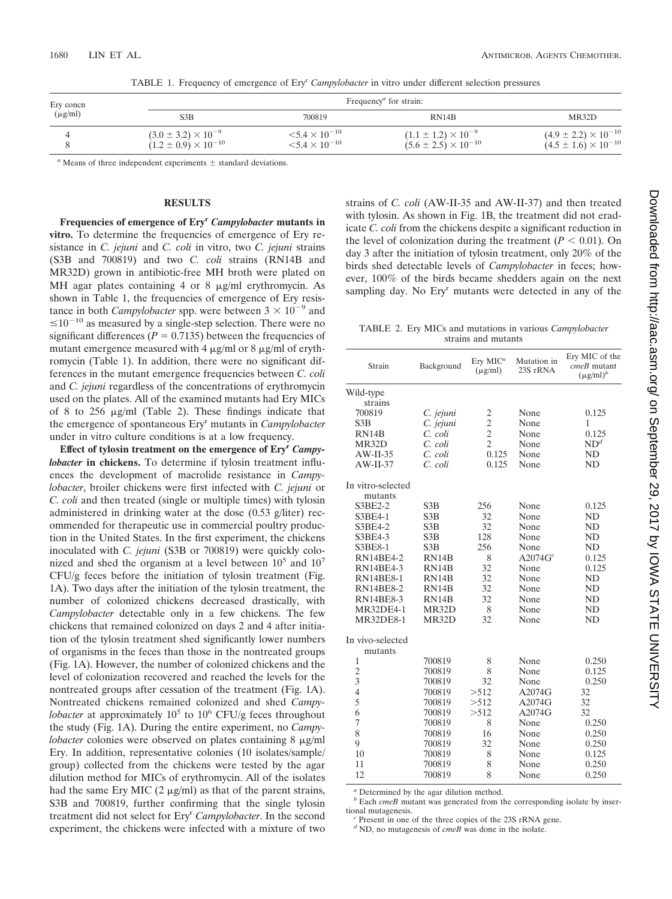TABLE 1. Frequency of emergence of Ery[r] *Campylobacter* in vitro under different selection pressures

| Ery concn (μg/ml) | Frequency[a] for strain: | | | |
|---|---|---|---|---|
| | S3B | 700819 | RN14B | MR32D |
| 4 | $(3.0 \pm 3.2) \times 10^{-9}$ | $<5.4 \times 10^{-10}$ | $(1.1 \pm 1.2) \times 10^{-9}$ | $(4.9 \pm 2.2) \times 10^{-10}$ |
| 8 | $(1.2 \pm 0.9) \times 10^{-10}$ | $<5.4 \times 10^{-10}$ | $(5.6 \pm 2.5) \times 10^{-10}$ | $(4.5 \pm 1.6) \times 10^{-10}$ |

[a] Means of three independent experiments ± standard deviations.

## RESULTS

**Frequencies of emergence of Ery[r] *Campylobacter* mutants in vitro.** To determine the frequencies of emergence of Ery resistance in *C. jejuni* and *C. coli* in vitro, two *C. jejuni* strains (S3B and 700819) and two *C. coli* strains (RN14B and MR32D) grown in antibiotic-free MH broth were plated on MH agar plates containing 4 or 8 μg/ml erythromycin. As shown in Table 1, the frequencies of emergence of Ery resistance in both *Campylobacter* spp. were between $3 \times 10^{-9}$ and $\leq 10^{-10}$ as measured by a single-step selection. There were no significant differences ($P = 0.7135$) between the frequencies of mutant emergence measured with 4 μg/ml or 8 μg/ml of erythromycin (Table 1). In addition, there were no significant differences in the mutant emergence frequencies between *C. coli* and *C. jejuni* regardless of the concentrations of erythromycin used on the plates. All of the examined mutants had Ery MICs of 8 to 256 μg/ml (Table 2). These findings indicate that the emergence of spontaneous Ery[r] mutants in *Campylobacter* under in vitro culture conditions is at a low frequency.

**Effect of tylosin treatment on the emergence of Ery[r] *Campylobacter* in chickens.** To determine if tylosin treatment influences the development of macrolide resistance in *Campylobacter*, broiler chickens were first infected with *C. jejuni* or *C. coli* and then treated (single or multiple times) with tylosin administered in drinking water at the dose (0.53 g/liter) recommended for therapeutic use in commercial poultry production in the United States. In the first experiment, the chickens inoculated with *C. jejuni* (S3B or 700819) were quickly colonized and shed the organism at a level between $10^5$ and $10^7$ CFU/g feces before the initiation of tylosin treatment (Fig. 1A). Two days after the initiation of the tylosin treatment, the number of colonized chickens decreased drastically, with *Campylobacter* detectable only in a few chickens. The few chickens that remained colonized on days 2 and 4 after initiation of the tylosin treatment shed significantly lower numbers of organisms in the feces than those in the nontreated groups (Fig. 1A). However, the number of colonized chickens and the level of colonization recovered and reached the levels for the nontreated groups after cessation of the treatment (Fig. 1A). Nontreated chickens remained colonized and shed *Campylobacter* at approximately $10^5$ to $10^6$ CFU/g feces throughout the study (Fig. 1A). During the entire experiment, no *Campylobacter* colonies were observed on plates containing 8 μg/ml Ery. In addition, representative colonies (10 isolates/sample/group) collected from the chickens were tested by the agar dilution method for MICs of erythromycin. All of the isolates had the same Ery MIC (2 μg/ml) as that of the parent strains, S3B and 700819, further confirming that the single tylosin treatment did not select for Ery[r] *Campylobacter*. In the second experiment, the chickens were infected with a mixture of two strains of *C. coli* (AW-II-35 and AW-II-37) and then treated with tylosin. As shown in Fig. 1B, the treatment did not eradicate *C. coli* from the chickens despite a significant reduction in the level of colonization during the treatment ($P < 0.01$). On day 3 after the initiation of tylosin treatment, only 20% of the birds shed detectable levels of *Campylobacter* in feces; however, 100% of the birds became shedders again on the next sampling day. No Ery[r] mutants were detected in any of the

TABLE 2. Ery MICs and mutations in various *Campylobacter* strains and mutants

| Strain | Background | Ery MIC[a] (μg/ml) | Mutation in 23S rRNA | Ery MIC of the *cmeB* mutant (μg/ml)[b] |
|---|---|---|---|---|
| Wild-type strains | | | | |
| 700819 | *C. jejuni* | 2 | None | 0.125 |
| S3B | *C. jejuni* | 2 | None | 1 |
| RN14B | *C. coli* | 2 | None | 0.125 |
| MR32D | *C. coli* | 2 | None | ND[d] |
| AW-II-35 | *C. coli* | 0.125 | None | ND |
| AW-II-37 | *C. coli* | 0.125 | None | ND |
| In vitro-selected mutants | | | | |
| S3BE2-2 | S3B | 256 | None | 0.125 |
| S3BE4-1 | S3B | 32 | None | ND |
| S3BE4-2 | S3B | 32 | None | ND |
| S3BE4-3 | S3B | 128 | None | ND |
| S3BE8-1 | S3B | 256 | None | ND |
| RN14BE4-2 | RN14B | 8 | A2074G[c] | 0.125 |
| RN14BE4-3 | RN14B | 32 | None | 0.125 |
| RN14BE8-1 | RN14B | 32 | None | ND |
| RN14BE8-2 | RN14B | 32 | None | ND |
| RN14BE8-3 | RN14B | 32 | None | ND |
| MR32DE4-1 | MR32D | 8 | None | ND |
| MR32DE8-1 | MR32D | 32 | None | ND |
| In vivo-selected mutants | | | | |
| 1 | 700819 | 8 | None | 0.250 |
| 2 | 700819 | 8 | None | 0.125 |
| 3 | 700819 | 32 | None | 0.250 |
| 4 | 700819 | >512 | A2074G | 32 |
| 5 | 700819 | >512 | A2074G | 32 |
| 6 | 700819 | >512 | A2074G | 32 |
| 7 | 700819 | 8 | None | 0.250 |
| 8 | 700819 | 16 | None | 0.250 |
| 9 | 700819 | 32 | None | 0.250 |
| 10 | 700819 | 8 | None | 0.125 |
| 11 | 700819 | 8 | None | 0.250 |
| 12 | 700819 | 8 | None | 0.250 |

[a] Determined by the agar dilution method.
[b] Each *cmeB* mutant was generated from the corresponding isolate by insertional mutagenesis.
[c] Present in one of the three copies of the 23S rRNA gene.
[d] ND, no mutagenesis of *cmeB* was done in the isolate.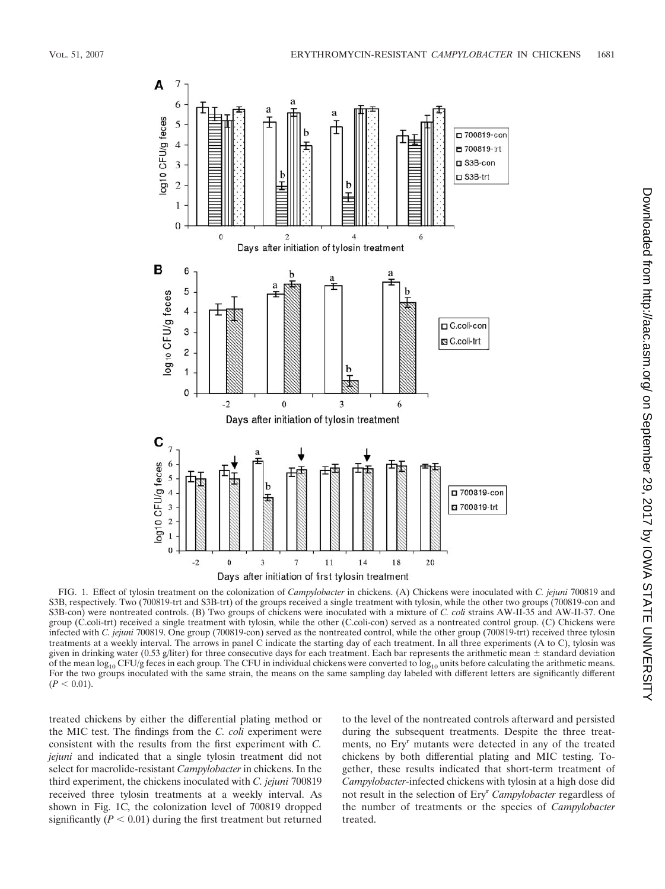FIG. 1. Effect of tylosin treatment on the colonization of *Campylobacter* in chickens. (A) Chickens were inoculated with *C. jejuni* 700819 and S3B, respectively. Two (700819-trt and S3B-trt) of the groups received a single treatment with tylosin, while the other two groups (700819-con and S3B-con) were nontreated controls. (B) Two groups of chickens were inoculated with a mixture of *C. coli* strains AW-II-35 and AW-II-37. One group (C.coli-trt) received a single treatment with tylosin, while the other (C.coli-con) served as a nontreated control group. (C) Chickens were infected with *C. jejuni* 700819. One group (700819-con) served as the nontreated control, while the other group (700819-trt) received three tylosin treatments at a weekly interval. The arrows in panel C indicate the starting day of each treatment. In all three experiments (A to C), tylosin was given in drinking water (0.53 g/liter) for three consecutive days for each treatment. Each bar represents the arithmetic mean ± standard deviation of the mean $\log_{10}$ CFU/g feces in each group. The CFU in individual chickens were converted to $\log_{10}$ units before calculating the arithmetic means. For the two groups inoculated with the same strain, the means on the same sampling day labeled with different letters are significantly different ($P < 0.01$).

treated chickens by either the differential plating method or the MIC test. The findings from the *C. coli* experiment were consistent with the results from the first experiment with *C. jejuni* and indicated that a single tylosin treatment did not select for macrolide-resistant *Campylobacter* in chickens. In the third experiment, the chickens inoculated with *C. jejuni* 700819 received three tylosin treatments at a weekly interval. As shown in Fig. 1C, the colonization level of 700819 dropped significantly ($P < 0.01$) during the first treatment but returned to the level of the nontreated controls afterward and persisted during the subsequent treatments. Despite the three treatments, no Ery$^r$ mutants were detected in any of the treated chickens by both differential plating and MIC testing. Together, these results indicated that short-term treatment of *Campylobacter*-infected chickens with tylosin at a high dose did not result in the selection of Ery$^r$ *Campylobacter* regardless of the number of treatments or the species of *Campylobacter* treated.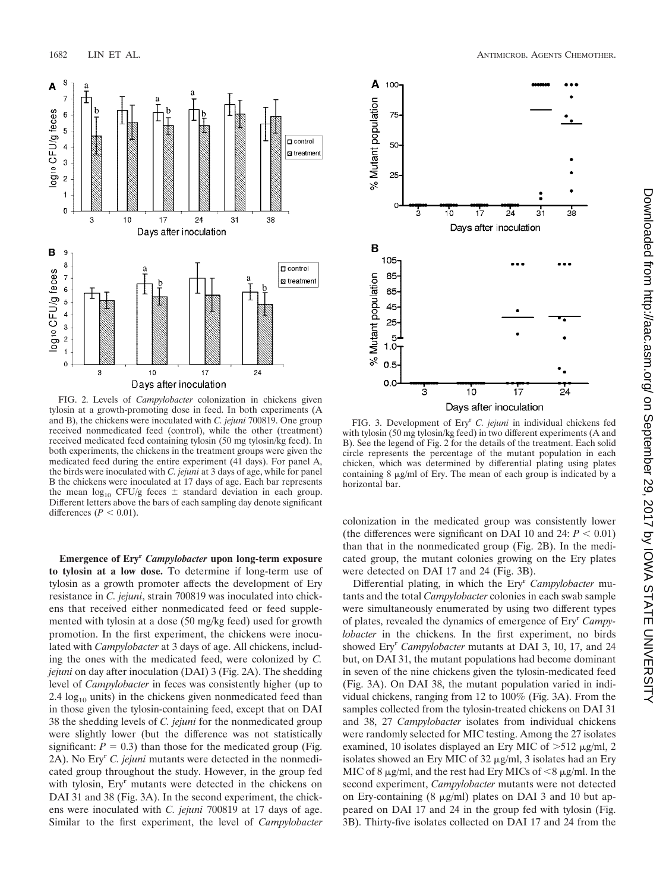FIG. 2. Levels of *Campylobacter* colonization in chickens given tylosin at a growth-promoting dose in feed. In both experiments (A and B), the chickens were inoculated with *C. jejuni* 700819. One group received nonmedicated feed (control), while the other (treatment) received medicated feed containing tylosin (50 mg tylosin/kg feed). In both experiments, the chickens in the treatment groups were given the medicated feed during the entire experiment (41 days). For panel A, the birds were inoculated with *C. jejuni* at 3 days of age, while for panel B the chickens were inoculated at 17 days of age. Each bar represents the mean $\log_{10}$ CFU/g feces ± standard deviation in each group. Different letters above the bars of each sampling day denote significant differences ($P < 0.01$).

FIG. 3. Development of Ery[r] *C. jejuni* in individual chickens fed with tylosin (50 mg tylosin/kg feed) in two different experiments (A and B). See the legend of Fig. 2 for the details of the treatment. Each solid circle represents the percentage of the mutant population in each chicken, which was determined by differential plating using plates containing 8 μg/ml of Ery. The mean of each group is indicated by a horizontal bar.

**Emergence of Ery[r] *Campylobacter* upon long-term exposure to tylosin at a low dose.** To determine if long-term use of tylosin as a growth promoter affects the development of Ery resistance in *C. jejuni*, strain 700819 was inoculated into chickens that received either nonmedicated feed or feed supplemented with tylosin at a dose (50 mg/kg feed) used for growth promotion. In the first experiment, the chickens were inoculated with *Campylobacter* at 3 days of age. All chickens, including the ones with the medicated feed, were colonized by *C. jejuni* on day after inoculation (DAI) 3 (Fig. 2A). The shedding level of *Campylobacter* in feces was consistently higher (up to 2.4 $\log_{10}$ units) in the chickens given nonmedicated feed than in those given the tylosin-containing feed, except that on DAI 38 the shedding levels of *C. jejuni* for the nonmedicated group were slightly lower (but the difference was not statistically significant: $P = 0.3$) than those for the medicated group (Fig. 2A). No Ery[r] *C. jejuni* mutants were detected in the nonmedicated group throughout the study. However, in the group fed with tylosin, Ery[r] mutants were detected in the chickens on DAI 31 and 38 (Fig. 3A). In the second experiment, the chickens were inoculated with *C. jejuni* 700819 at 17 days of age. Similar to the first experiment, the level of *Campylobacter* colonization in the medicated group was consistently lower (the differences were significant on DAI 10 and 24: $P < 0.01$) than that in the nonmedicated group (Fig. 2B). In the medicated group, the mutant colonies growing on the Ery plates were detected on DAI 17 and 24 (Fig. 3B).

Differential plating, in which the Ery[r] *Campylobacter* mutants and the total *Campylobacter* colonies in each swab sample were simultaneously enumerated by using two different types of plates, revealed the dynamics of emergence of Ery[r] *Campylobacter* in the chickens. In the first experiment, no birds showed Ery[r] *Campylobacter* mutants at DAI 3, 10, 17, and 24 but, on DAI 31, the mutant populations had become dominant in seven of the nine chickens given the tylosin-medicated feed (Fig. 3A). On DAI 38, the mutant population varied in individual chickens, ranging from 12 to 100% (Fig. 3A). From the samples collected from the tylosin-treated chickens on DAI 31 and 38, 27 *Campylobacter* isolates from individual chickens were randomly selected for MIC testing. Among the 27 isolates examined, 10 isolates displayed an Ery MIC of >512 μg/ml, 2 isolates showed an Ery MIC of 32 μg/ml, 3 isolates had an Ery MIC of 8 μg/ml, and the rest had Ery MICs of <8 μg/ml. In the second experiment, *Campylobacter* mutants were not detected on Ery-containing (8 μg/ml) plates on DAI 3 and 10 but appeared on DAI 17 and 24 in the group fed with tylosin (Fig. 3B). Thirty-five isolates collected on DAI 17 and 24 from the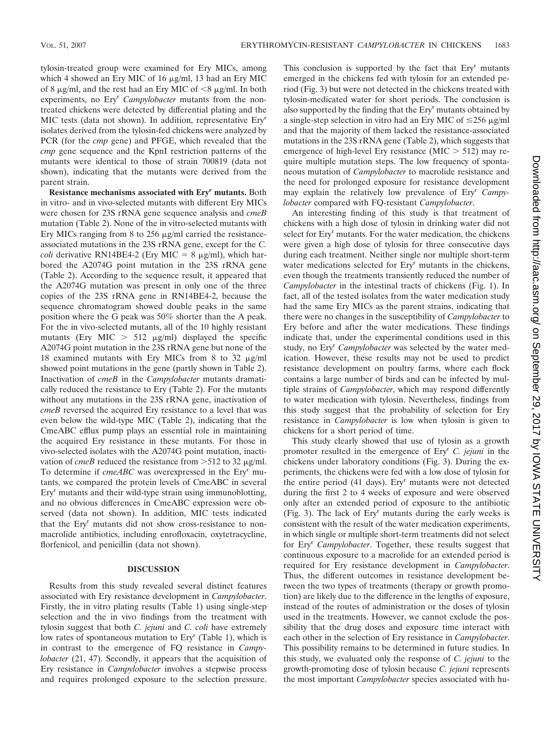tylosin-treated group were examined for Ery MICs, among which 4 showed an Ery MIC of 16 μg/ml, 13 had an Ery MIC of 8 μg/ml, and the rest had an Ery MIC of <8 μg/ml. In both experiments, no Ery$^r$ *Campylobacter* mutants from the nontreated chickens were detected by differential plating and the MIC tests (data not shown). In addition, representative Ery$^r$ isolates derived from the tylosin-fed chickens were analyzed by PCR (for the *cmp* gene) and PFGE, which revealed that the *cmp* gene sequence and the KpnI restriction patterns of the mutants were identical to those of strain 700819 (data not shown), indicating that the mutants were derived from the parent strain.

**Resistance mechanisms associated with Ery$^r$ mutants.** Both in vitro- and in vivo-selected mutants with different Ery MICs were chosen for 23S rRNA gene sequence analysis and *cmeB* mutation (Table 2). None of the in vitro-selected mutants with Ery MICs ranging from 8 to 256 μg/ml carried the resistance-associated mutations in the 23S rRNA gene, except for the *C. coli* derivative RN14BE4-2 (Ery MIC = 8 μg/ml), which harbored the A2074G point mutation in the 23S rRNA gene (Table 2). According to the sequence result, it appeared that the A2074G mutation was present in only one of the three copies of the 23S rRNA gene in RN14BE4-2, because the sequence chromatogram showed double peaks in the same position where the G peak was 50% shorter than the A peak. For the in vivo-selected mutants, all of the 10 highly resistant mutants (Ery MIC > 512 μg/ml) displayed the specific A2074G point mutation in the 23S rRNA gene but none of the 18 examined mutants with Ery MICs from 8 to 32 μg/ml showed point mutations in the gene (partly shown in Table 2). Inactivation of *cmeB* in the *Campylobacter* mutants dramatically reduced the resistance to Ery (Table 2). For the mutants without any mutations in the 23S rRNA gene, inactivation of *cmeB* reversed the acquired Ery resistance to a level that was even below the wild-type MIC (Table 2), indicating that the CmeABC efflux pump plays an essential role in maintaining the acquired Ery resistance in these mutants. For those in vivo-selected isolates with the A2074G point mutation, inactivation of *cmeB* reduced the resistance from >512 to 32 μg/ml. To determine if *cmeABC* was overexpressed in the Ery$^r$ mutants, we compared the protein levels of CmeABC in several Ery$^r$ mutants and their wild-type strain using immunoblotting, and no obvious differences in CmeABC expression were observed (data not shown). In addition, MIC tests indicated that the Ery$^r$ mutants did not show cross-resistance to nonmacrolide antibiotics, including enrofloxacin, oxytetracycline, florfenicol, and penicillin (data not shown).

## DISCUSSION

Results from this study revealed several distinct features associated with Ery resistance development in *Campylobacter*. Firstly, the in vitro plating results (Table 1) using single-step selection and the in vivo findings from the treatment with tylosin suggest that both *C. jejuni* and *C. coli* have extremely low rates of spontaneous mutation to Ery$^r$ (Table 1), which is in contrast to the emergence of FQ resistance in *Campylobacter* (21, 47). Secondly, it appears that the acquisition of Ery resistance in *Campylobacter* involves a stepwise process and requires prolonged exposure to the selection pressure. This conclusion is supported by the fact that Ery$^r$ mutants emerged in the chickens fed with tylosin for an extended period (Fig. 3) but were not detected in the chickens treated with tylosin-medicated water for short periods. The conclusion is also supported by the finding that the Ery$^r$ mutants obtained by a single-step selection in vitro had an Ery MIC of ≤256 μg/ml and that the majority of them lacked the resistance-associated mutations in the 23S rRNA gene (Table 2), which suggests that emergence of high-level Ery resistance (MIC > 512) may require multiple mutation steps. The low frequency of spontaneous mutation of *Campylobacter* to macrolide resistance and the need for prolonged exposure for resistance development may explain the relatively low prevalence of Ery$^r$ *Campylobacter* compared with FQ-resistant *Campylobacter*.

An interesting finding of this study is that treatment of chickens with a high dose of tylosin in drinking water did not select for Ery$^r$ mutants. For the water medication, the chickens were given a high dose of tylosin for three consecutive days during each treatment. Neither single nor multiple short-term water medications selected for Ery$^r$ mutants in the chickens, even though the treatments transiently reduced the number of *Campylobacter* in the intestinal tracts of chickens (Fig. 1). In fact, all of the tested isolates from the water medication study had the same Ery MICs as the parent strains, indicating that there were no changes in the susceptibility of *Campylobacter* to Ery before and after the water medications. These findings indicate that, under the experimental conditions used in this study, no Ery$^r$ *Campylobacter* was selected by the water medication. However, these results may not be used to predict resistance development on poultry farms, where each flock contains a large number of birds and can be infected by multiple strains of *Campylobacter*, which may respond differently to water medication with tylosin. Nevertheless, findings from this study suggest that the probability of selection for Ery resistance in *Campylobacter* is low when tylosin is given to chickens for a short period of time.

This study clearly showed that use of tylosin as a growth promoter resulted in the emergence of Ery$^r$ *C. jejuni* in the chickens under laboratory conditions (Fig. 3). During the experiments, the chickens were fed with a low dose of tylosin for the entire period (41 days). Ery$^r$ mutants were not detected during the first 2 to 4 weeks of exposure and were observed only after an extended period of exposure to the antibiotic (Fig. 3). The lack of Ery$^r$ mutants during the early weeks is consistent with the result of the water medication experiments, in which single or multiple short-term treatments did not select for Ery$^r$ *Campylobacter*. Together, these results suggest that continuous exposure to a macrolide for an extended period is required for Ery resistance development in *Campylobacter*. Thus, the different outcomes in resistance development between the two types of treatments (therapy or growth promotion) are likely due to the difference in the lengths of exposure, instead of the routes of administration or the doses of tylosin used in the treatments. However, we cannot exclude the possibility that the drug doses and exposure time interact with each other in the selection of Ery resistance in *Campylobacter*. This possibility remains to be determined in future studies. In this study, we evaluated only the response of *C. jejuni* to the growth-promoting dose of tylosin because *C. jejuni* represents the most important *Campylobacter* species associated with hu-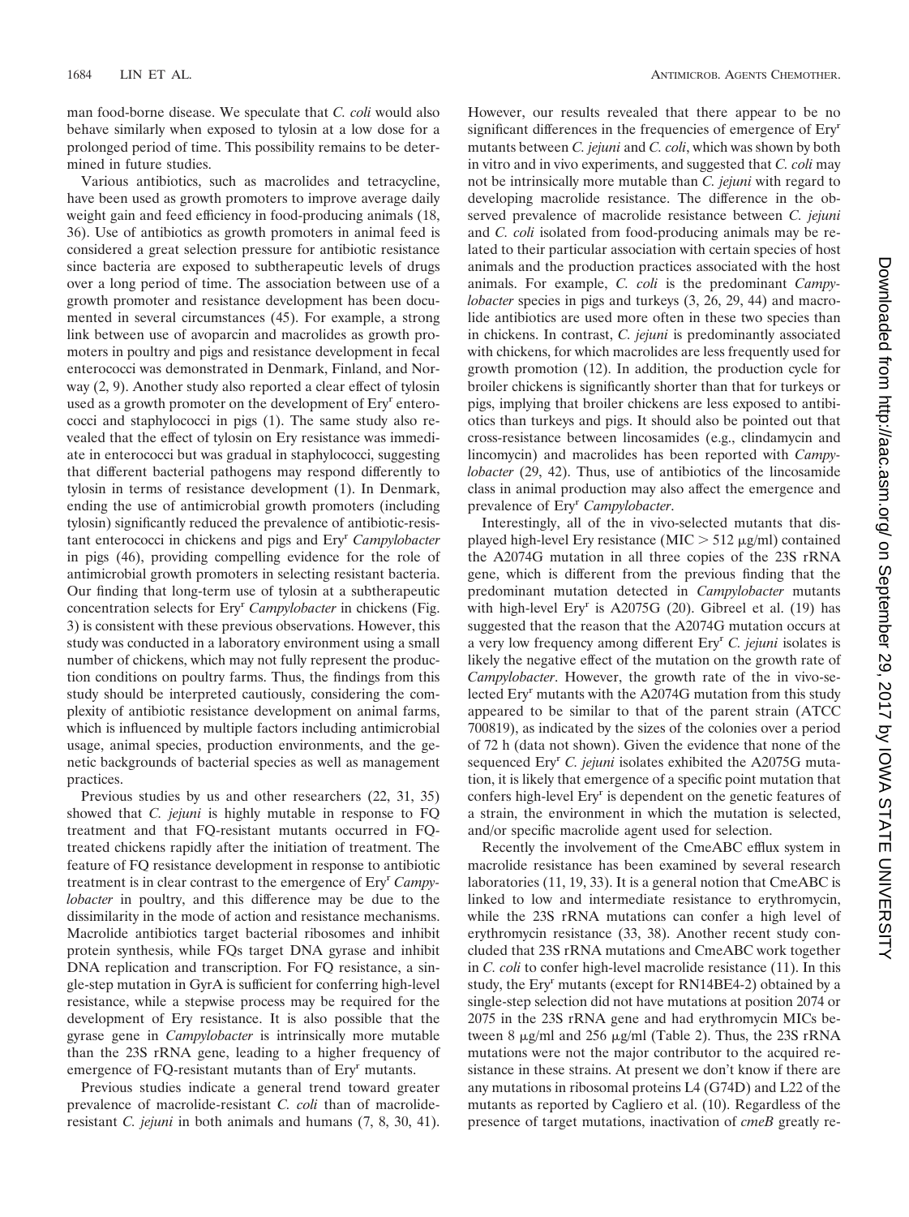man food-borne disease. We speculate that *C. coli* would also behave similarly when exposed to tylosin at a low dose for a prolonged period of time. This possibility remains to be determined in future studies.

Various antibiotics, such as macrolides and tetracycline, have been used as growth promoters to improve average daily weight gain and feed efficiency in food-producing animals (18, 36). Use of antibiotics as growth promoters in animal feed is considered a great selection pressure for antibiotic resistance since bacteria are exposed to subtherapeutic levels of drugs over a long period of time. The association between use of a growth promoter and resistance development has been documented in several circumstances (45). For example, a strong link between use of avoparcin and macrolides as growth promoters in poultry and pigs and resistance development in fecal enterococci was demonstrated in Denmark, Finland, and Norway (2, 9). Another study also reported a clear effect of tylosin used as a growth promoter on the development of Ery$^r$ enterococci and staphylococci in pigs (1). The same study also revealed that the effect of tylosin on Ery resistance was immediate in enterococci but was gradual in staphylococci, suggesting that different bacterial pathogens may respond differently to tylosin in terms of resistance development (1). In Denmark, ending the use of antimicrobial growth promoters (including tylosin) significantly reduced the prevalence of antibiotic-resistant enterococci in chickens and pigs and Ery$^r$ *Campylobacter* in pigs (46), providing compelling evidence for the role of antimicrobial growth promoters in selecting resistant bacteria. Our finding that long-term use of tylosin at a subtherapeutic concentration selects for Ery$^r$ *Campylobacter* in chickens (Fig. 3) is consistent with these previous observations. However, this study was conducted in a laboratory environment using a small number of chickens, which may not fully represent the production conditions on poultry farms. Thus, the findings from this study should be interpreted cautiously, considering the complexity of antibiotic resistance development on animal farms, which is influenced by multiple factors including antimicrobial usage, animal species, production environments, and the genetic backgrounds of bacterial species as well as management practices.

Previous studies by us and other researchers (22, 31, 35) showed that *C. jejuni* is highly mutable in response to FQ treatment and that FQ-resistant mutants occurred in FQ-treated chickens rapidly after the initiation of treatment. The feature of FQ resistance development in response to antibiotic treatment is in clear contrast to the emergence of Ery$^r$ *Campylobacter* in poultry, and this difference may be due to the dissimilarity in the mode of action and resistance mechanisms. Macrolide antibiotics target bacterial ribosomes and inhibit protein synthesis, while FQs target DNA gyrase and inhibit DNA replication and transcription. For FQ resistance, a single-step mutation in GyrA is sufficient for conferring high-level resistance, while a stepwise process may be required for the development of Ery resistance. It is also possible that the gyrase gene in *Campylobacter* is intrinsically more mutable than the 23S rRNA gene, leading to a higher frequency of emergence of FQ-resistant mutants than of Ery$^r$ mutants.

Previous studies indicate a general trend toward greater prevalence of macrolide-resistant *C. coli* than of macrolide-resistant *C. jejuni* in both animals and humans (7, 8, 30, 41). However, our results revealed that there appear to be no significant differences in the frequencies of emergence of Ery$^r$ mutants between *C. jejuni* and *C. coli*, which was shown by both in vitro and in vivo experiments, and suggested that *C. coli* may not be intrinsically more mutable than *C. jejuni* with regard to developing macrolide resistance. The difference in the observed prevalence of macrolide resistance between *C. jejuni* and *C. coli* isolated from food-producing animals may be related to their particular association with certain species of host animals and the production practices associated with the host animals. For example, *C. coli* is the predominant *Campylobacter* species in pigs and turkeys (3, 26, 29, 44) and macrolide antibiotics are used more often in these two species than in chickens. In contrast, *C. jejuni* is predominantly associated with chickens, for which macrolides are less frequently used for growth promotion (12). In addition, the production cycle for broiler chickens is significantly shorter than that for turkeys or pigs, implying that broiler chickens are less exposed to antibiotics than turkeys and pigs. It should also be pointed out that cross-resistance between lincosamides (e.g., clindamycin and lincomycin) and macrolides has been reported with *Campylobacter* (29, 42). Thus, use of antibiotics of the lincosamide class in animal production may also affect the emergence and prevalence of Ery$^r$ *Campylobacter*.

Interestingly, all of the in vivo-selected mutants that displayed high-level Ery resistance (MIC > 512 μg/ml) contained the A2074G mutation in all three copies of the 23S rRNA gene, which is different from the previous finding that the predominant mutation detected in *Campylobacter* mutants with high-level Ery$^r$ is A2075G (20). Gibreel et al. (19) has suggested that the reason that the A2074G mutation occurs at a very low frequency among different Ery$^r$ *C. jejuni* isolates is likely the negative effect of the mutation on the growth rate of *Campylobacter*. However, the growth rate of the in vivo-selected Ery$^r$ mutants with the A2074G mutation from this study appeared to be similar to that of the parent strain (ATCC 700819), as indicated by the sizes of the colonies over a period of 72 h (data not shown). Given the evidence that none of the sequenced Ery$^r$ *C. jejuni* isolates exhibited the A2075G mutation, it is likely that emergence of a specific point mutation that confers high-level Ery$^r$ is dependent on the genetic features of a strain, the environment in which the mutation is selected, and/or specific macrolide agent used for selection.

Recently the involvement of the CmeABC efflux system in macrolide resistance has been examined by several research laboratories (11, 19, 33). It is a general notion that CmeABC is linked to low and intermediate resistance to erythromycin, while the 23S rRNA mutations can confer a high level of erythromycin resistance (33, 38). Another recent study concluded that 23S rRNA mutations and CmeABC work together in *C. coli* to confer high-level macrolide resistance (11). In this study, the Ery$^r$ mutants (except for RN14BE4-2) obtained by a single-step selection did not have mutations at position 2074 or 2075 in the 23S rRNA gene and had erythromycin MICs between 8 μg/ml and 256 μg/ml (Table 2). Thus, the 23S rRNA mutations were not the major contributor to the acquired resistance in these strains. At present we don't know if there are any mutations in ribosomal proteins L4 (G74D) and L22 of the mutants as reported by Cagliero et al. (10). Regardless of the presence of target mutations, inactivation of *cmeB* greatly re-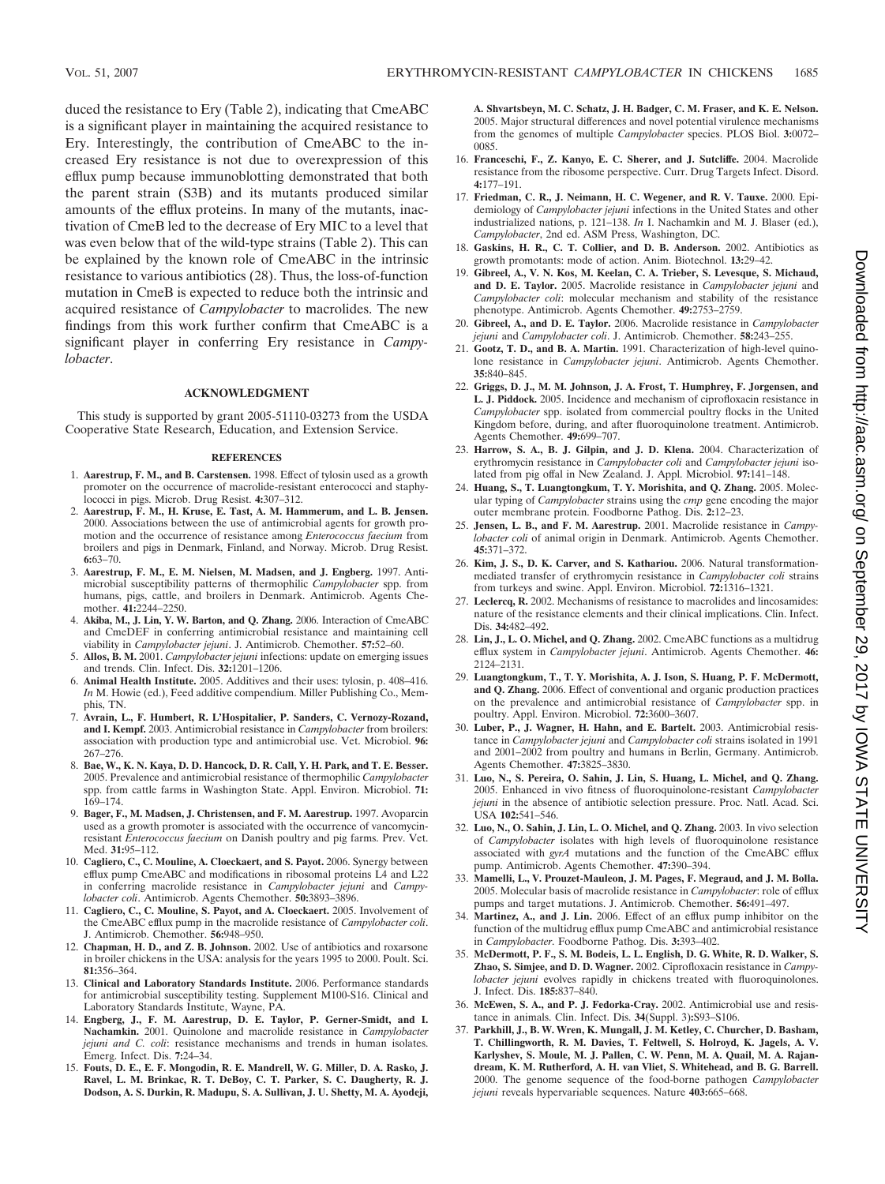duced the resistance to Ery (Table 2), indicating that CmeABC is a significant player in maintaining the acquired resistance to Ery. Interestingly, the contribution of CmeABC to the increased Ery resistance is not due to overexpression of this efflux pump because immunoblotting demonstrated that both the parent strain (S3B) and its mutants produced similar amounts of the efflux proteins. In many of the mutants, inactivation of CmeB led to the decrease of Ery MIC to a level that was even below that of the wild-type strains (Table 2). This can be explained by the known role of CmeABC in the intrinsic resistance to various antibiotics (28). Thus, the loss-of-function mutation in CmeB is expected to reduce both the intrinsic and acquired resistance of *Campylobacter* to macrolides. The new findings from this work further confirm that CmeABC is a significant player in conferring Ery resistance in *Campylobacter*.

## ACKNOWLEDGMENT

This study is supported by grant 2005-51110-03273 from the USDA Cooperative State Research, Education, and Extension Service.

## REFERENCES

1. **Aarestrup, F. M., and B. Carstensen.** 1998. Effect of tylosin used as a growth promoter on the occurrence of macrolide-resistant enterococci and staphylococci in pigs. Microb. Drug Resist. **4:**307–312.
2. **Aarestrup, F. M., H. Kruse, E. Tast, A. M. Hammerum, and L. B. Jensen.** 2000. Associations between the use of antimicrobial agents for growth promotion and the occurrence of resistance among *Enterococcus faecium* from broilers and pigs in Denmark, Finland, and Norway. Microb. Drug Resist. **6:**63–70.
3. **Aarestrup, F. M., E. M. Nielsen, M. Madsen, and J. Engberg.** 1997. Antimicrobial susceptibility patterns of thermophilic *Campylobacter* spp. from humans, pigs, cattle, and broilers in Denmark. Antimicrob. Agents Chemother. **41:**2244–2250.
4. **Akiba, M., J. Lin, Y. W. Barton, and Q. Zhang.** 2006. Interaction of CmeABC and CmeDEF in conferring antimicrobial resistance and maintaining cell viability in *Campylobacter jejuni*. J. Antimicrob. Chemother. **57:**52–60.
5. **Allos, B. M.** 2001. *Campylobacter jejuni* infections: update on emerging issues and trends. Clin. Infect. Dis. **32:**1201–1206.
6. **Animal Health Institute.** 2005. Additives and their uses: tylosin, p. 408–416. *In* M. Howie (ed.), Feed additive compendium. Miller Publishing Co., Memphis, TN.
7. **Avrain, L., F. Humbert, R. L'Hospitalier, P. Sanders, C. Vernozy-Rozand, and I. Kempf.** 2003. Antimicrobial resistance in *Campylobacter* from broilers: association with production type and antimicrobial use. Vet. Microbiol. **96:** 267–276.
8. **Bae, W., K. N. Kaya, D. D. Hancock, D. R. Call, Y. H. Park, and T. E. Besser.** 2005. Prevalence and antimicrobial resistance of thermophilic *Campylobacter* spp. from cattle farms in Washington State. Appl. Environ. Microbiol. **71:** 169–174.
9. **Bager, F., M. Madsen, J. Christensen, and F. M. Aarestrup.** 1997. Avoparcin used as a growth promoter is associated with the occurrence of vancomycin-resistant *Enterococcus faecium* on Danish poultry and pig farms. Prev. Vet. Med. **31:**95–112.
10. **Cagliero, C., C. Mouline, A. Cloeckaert, and S. Payot.** 2006. Synergy between efflux pump CmeABC and modifications in ribosomal proteins L4 and L22 in conferring macrolide resistance in *Campylobacter jejuni* and *Campylobacter coli*. Antimicrob. Agents Chemother. **50:**3893–3896.
11. **Cagliero, C., C. Mouline, S. Payot, and A. Cloeckaert.** 2005. Involvement of the CmeABC efflux pump in the macrolide resistance of *Campylobacter coli*. J. Antimicrob. Chemother. **56:**948–950.
12. **Chapman, H. D., and Z. B. Johnson.** 2002. Use of antibiotics and roxarsone in broiler chickens in the USA: analysis for the years 1995 to 2000. Poult. Sci. **81:**356–364.
13. **Clinical and Laboratory Standards Institute.** 2006. Performance standards for antimicrobial susceptibility testing. Supplement M100-S16. Clinical and Laboratory Standards Institute, Wayne, PA.
14. **Engberg, J., F. M. Aarestrup, D. E. Taylor, P. Gerner-Smidt, and I. Nachamkin.** 2001. Quinolone and macrolide resistance in *Campylobacter jejuni and C. coli*: resistance mechanisms and trends in human isolates. Emerg. Infect. Dis. **7:**24–34.
15. **Fouts, D. E., E. F. Mongodin, R. E. Mandrell, W. G. Miller, D. A. Rasko, J. Ravel, L. M. Brinkac, R. T. DeBoy, C. T. Parker, S. C. Daugherty, R. J. Dodson, A. S. Durkin, R. Madupu, S. A. Sullivan, J. U. Shetty, M. A. Ayodeji, A. Shvartsbeyn, M. C. Schatz, J. H. Badger, C. M. Fraser, and K. E. Nelson.** 2005. Major structural differences and novel potential virulence mechanisms from the genomes of multiple *Campylobacter* species. PLOS Biol. **3:**0072–0085.
16. **Franceschi, F., Z. Kanyo, E. C. Sherer, and J. Sutcliffe.** 2004. Macrolide resistance from the ribosome perspective. Curr. Drug Targets Infect. Disord. **4:**177–191.
17. **Friedman, C. R., J. Neimann, H. C. Wegener, and R. V. Tauxe.** 2000. Epidemiology of *Campylobacter jejuni* infections in the United States and other industrialized nations, p. 121–138. *In* I. Nachamkin and M. J. Blaser (ed.), *Campylobacter*, 2nd ed. ASM Press, Washington, DC.
18. **Gaskins, H. R., C. T. Collier, and D. B. Anderson.** 2002. Antibiotics as growth promotants: mode of action. Anim. Biotechnol. **13:**29–42.
19. **Gibreel, A., V. N. Kos, M. Keelan, C. A. Trieber, S. Levesque, S. Michaud, and D. E. Taylor.** 2005. Macrolide resistance in *Campylobacter jejuni* and *Campylobacter coli*: molecular mechanism and stability of the resistance phenotype. Antimicrob. Agents Chemother. **49:**2753–2759.
20. **Gibreel, A., and D. E. Taylor.** 2006. Macrolide resistance in *Campylobacter jejuni* and *Campylobacter coli*. J. Antimicrob. Chemother. **58:**243–255.
21. **Gootz, T. D., and B. A. Martin.** 1991. Characterization of high-level quinolone resistance in *Campylobacter jejuni*. Antimicrob. Agents Chemother. **35:**840–845.
22. **Griggs, D. J., M. M. Johnson, J. A. Frost, T. Humphrey, F. Jorgensen, and L. J. Piddock.** 2005. Incidence and mechanism of ciprofloxacin resistance in *Campylobacter* spp. isolated from commercial poultry flocks in the United Kingdom before, during, and after fluoroquinolone treatment. Antimicrob. Agents Chemother. **49:**699–707.
23. **Harrow, S. A., B. J. Gilpin, and J. D. Klena.** 2004. Characterization of erythromycin resistance in *Campylobacter coli* and *Campylobacter jejuni* isolated from pig offal in New Zealand. J. Appl. Microbiol. **97:**141–148.
24. **Huang, S., T. Luangtongkum, T. Y. Morishita, and Q. Zhang.** 2005. Molecular typing of *Campylobacter* strains using the *cmp* gene encoding the major outer membrane protein. Foodborne Pathog. Dis. **2:**12–23.
25. **Jensen, L. B., and F. M. Aarestrup.** 2001. Macrolide resistance in *Campylobacter coli* of animal origin in Denmark. Antimicrob. Agents Chemother. **45:**371–372.
26. **Kim, J. S., D. K. Carver, and S. Kathariou.** 2006. Natural transformation-mediated transfer of erythromycin resistance in *Campylobacter coli* strains from turkeys and swine. Appl. Environ. Microbiol. **72:**1316–1321.
27. **Leclercq, R.** 2002. Mechanisms of resistance to macrolides and lincosamides: nature of the resistance elements and their clinical implications. Clin. Infect. Dis. **34:**482–492.
28. **Lin, J., L. O. Michel, and Q. Zhang.** 2002. CmeABC functions as a multidrug efflux system in *Campylobacter jejuni*. Antimicrob. Agents Chemother. **46:** 2124–2131.
29. **Luangtongkum, T., T. Y. Morishita, A. J. Ison, S. Huang, P. F. McDermott, and Q. Zhang.** 2006. Effect of conventional and organic production practices on the prevalence and antimicrobial resistance of *Campylobacter* spp. in poultry. Appl. Environ. Microbiol. **72:**3600–3607.
30. **Luber, P., J. Wagner, H. Hahn, and E. Bartelt.** 2003. Antimicrobial resistance in *Campylobacter jejuni* and *Campylobacter coli* strains isolated in 1991 and 2001–2002 from poultry and humans in Berlin, Germany. Antimicrob. Agents Chemother. **47:**3825–3830.
31. **Luo, N., S. Pereira, O. Sahin, J. Lin, S. Huang, L. Michel, and Q. Zhang.** 2005. Enhanced in vivo fitness of fluoroquinolone-resistant *Campylobacter jejuni* in the absence of antibiotic selection pressure. Proc. Natl. Acad. Sci. USA **102:**541–546.
32. **Luo, N., O. Sahin, J. Lin, L. O. Michel, and Q. Zhang.** 2003. In vivo selection of *Campylobacter* isolates with high levels of fluoroquinolone resistance associated with *gyrA* mutations and the function of the CmeABC efflux pump. Antimicrob. Agents Chemother. **47:**390–394.
33. **Mamelli, L., V. Prouzet-Mauleon, J. M. Pages, F. Megraud, and J. M. Bolla.** 2005. Molecular basis of macrolide resistance in *Campylobacter*: role of efflux pumps and target mutations. J. Antimicrob. Chemother. **56:**491–497.
34. **Martinez, A., and J. Lin.** 2006. Effect of an efflux pump inhibitor on the function of the multidrug efflux pump CmeABC and antimicrobial resistance in *Campylobacter*. Foodborne Pathog. Dis. **3:**393–402.
35. **McDermott, P. F., S. M. Bodeis, L. L. English, D. G. White, R. D. Walker, S. Zhao, S. Simjee, and D. D. Wagner.** 2002. Ciprofloxacin resistance in *Campylobacter jejuni* evolves rapidly in chickens treated with fluoroquinolones. J. Infect. Dis. **185:**837–840.
36. **McEwen, S. A., and P. J. Fedorka-Cray.** 2002. Antimicrobial use and resistance in animals. Clin. Infect. Dis. **34**(Suppl. 3)**:**S93–S106.
37. **Parkhill, J., B. W. Wren, K. Mungall, J. M. Ketley, C. Churcher, D. Basham, T. Chillingworth, R. M. Davies, T. Feltwell, S. Holroyd, K. Jagels, A. V. Karlyshev, S. Moule, M. J. Pallen, C. W. Penn, M. A. Quail, M. A. Rajandream, K. M. Rutherford, A. H. van Vliet, S. Whitehead, and B. G. Barrell.** 2000. The genome sequence of the food-borne pathogen *Campylobacter jejuni* reveals hypervariable sequences. Nature **403:**665–668.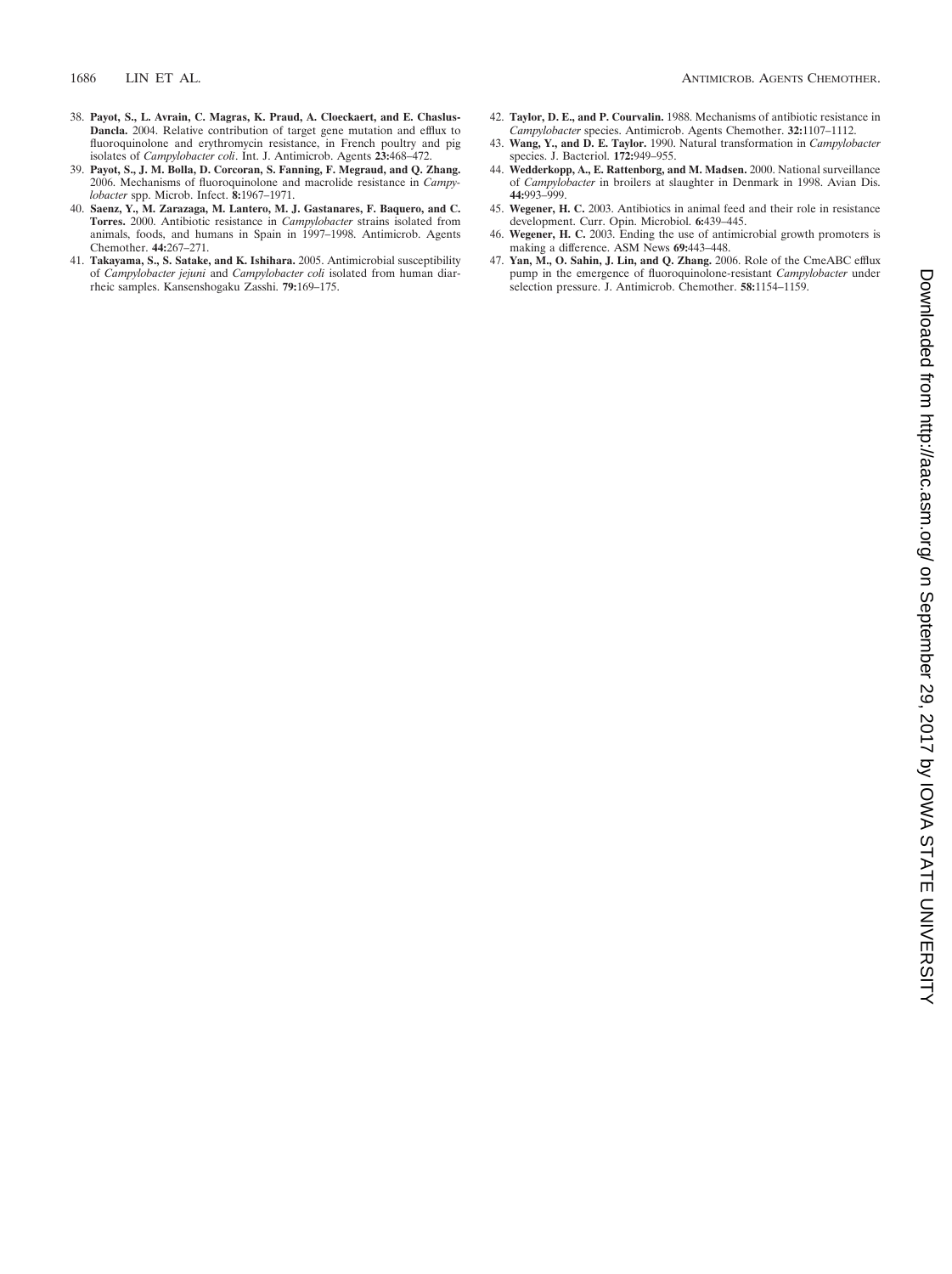38. **Payot, S., L. Avrain, C. Magras, K. Praud, A. Cloeckaert, and E. Chaslus-Dancla.** 2004. Relative contribution of target gene mutation and efflux to fluoroquinolone and erythromycin resistance, in French poultry and pig isolates of *Campylobacter coli*. Int. J. Antimicrob. Agents **23:**468–472.
39. **Payot, S., J. M. Bolla, D. Corcoran, S. Fanning, F. Megraud, and Q. Zhang.** 2006. Mechanisms of fluoroquinolone and macrolide resistance in *Campylobacter* spp. Microb. Infect. **8:**1967–1971.
40. **Saenz, Y., M. Zarazaga, M. Lantero, M. J. Gastanares, F. Baquero, and C. Torres.** 2000. Antibiotic resistance in *Campylobacter* strains isolated from animals, foods, and humans in Spain in 1997–1998. Antimicrob. Agents Chemother. **44:**267–271.
41. **Takayama, S., S. Satake, and K. Ishihara.** 2005. Antimicrobial susceptibility of *Campylobacter jejuni* and *Campylobacter coli* isolated from human diarrheic samples. Kansenshogaku Zasshi. **79:**169–175.
42. **Taylor, D. E., and P. Courvalin.** 1988. Mechanisms of antibiotic resistance in *Campylobacter* species. Antimicrob. Agents Chemother. **32:**1107–1112.
43. **Wang, Y., and D. E. Taylor.** 1990. Natural transformation in *Campylobacter* species. J. Bacteriol. **172:**949–955.
44. **Wedderkopp, A., E. Rattenborg, and M. Madsen.** 2000. National surveillance of *Campylobacter* in broilers at slaughter in Denmark in 1998. Avian Dis. **44:**993–999.
45. **Wegener, H. C.** 2003. Antibiotics in animal feed and their role in resistance development. Curr. Opin. Microbiol. **6:**439–445.
46. **Wegener, H. C.** 2003. Ending the use of antimicrobial growth promoters is making a difference. ASM News **69:**443–448.
47. **Yan, M., O. Sahin, J. Lin, and Q. Zhang.** 2006. Role of the CmeABC efflux pump in the emergence of fluoroquinolone-resistant *Campylobacter* under selection pressure. J. Antimicrob. Chemother. **58:**1154–1159.